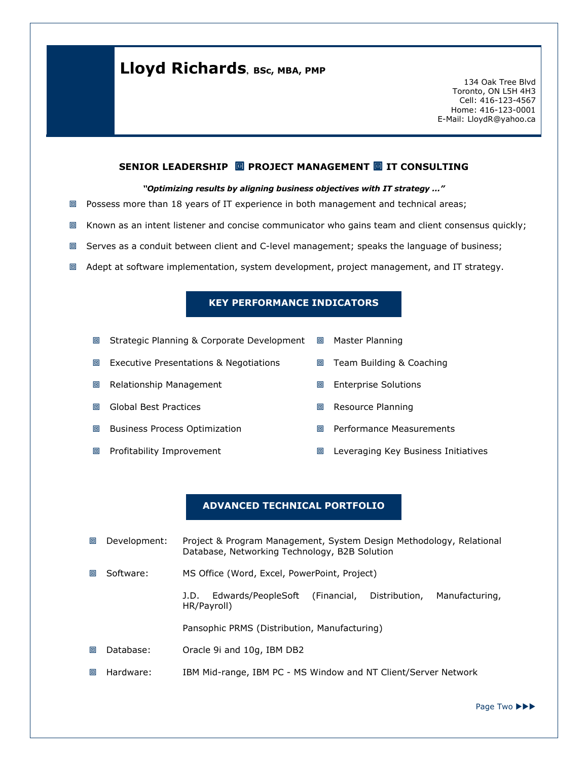# Lloyd Richards, BSc, MBA, PMP

134 Oak Tree Blvd
Toronto, ON L5H 4H3
Cell: 416-123-4567
Home: 416-123-0001
E-Mail: LloydR@yahoo.ca

**SENIOR LEADERSHIP ▪ PROJECT MANAGEMENT ▪ IT CONSULTING**

***"Optimizing results by aligning business objectives with IT strategy …"***

- Possess more than 18 years of IT experience in both management and technical areas;
- Known as an intent listener and concise communicator who gains team and client consensus quickly;
- Serves as a conduit between client and C-level management; speaks the language of business;
- Adept at software implementation, system development, project management, and IT strategy.

## KEY PERFORMANCE INDICATORS

- Strategic Planning & Corporate Development
- Executive Presentations & Negotiations
- Relationship Management
- Global Best Practices
- Business Process Optimization
- Profitability Improvement
- Master Planning
- Team Building & Coaching
- Enterprise Solutions
- Resource Planning
- Performance Measurements
- Leveraging Key Business Initiatives

## ADVANCED TECHNICAL PORTFOLIO

- **Development:** Project & Program Management, System Design Methodology, Relational Database, Networking Technology, B2B Solution
- **Software:** MS Office (Word, Excel, PowerPoint, Project)

  J.D. Edwards/PeopleSoft (Financial, Distribution, Manufacturing, HR/Payroll)

  Pansophic PRMS (Distribution, Manufacturing)
- **Database:** Oracle 9i and 10g, IBM DB2
- **Hardware:** IBM Mid-range, IBM PC - MS Window and NT Client/Server Network

Page Two ▶▶▶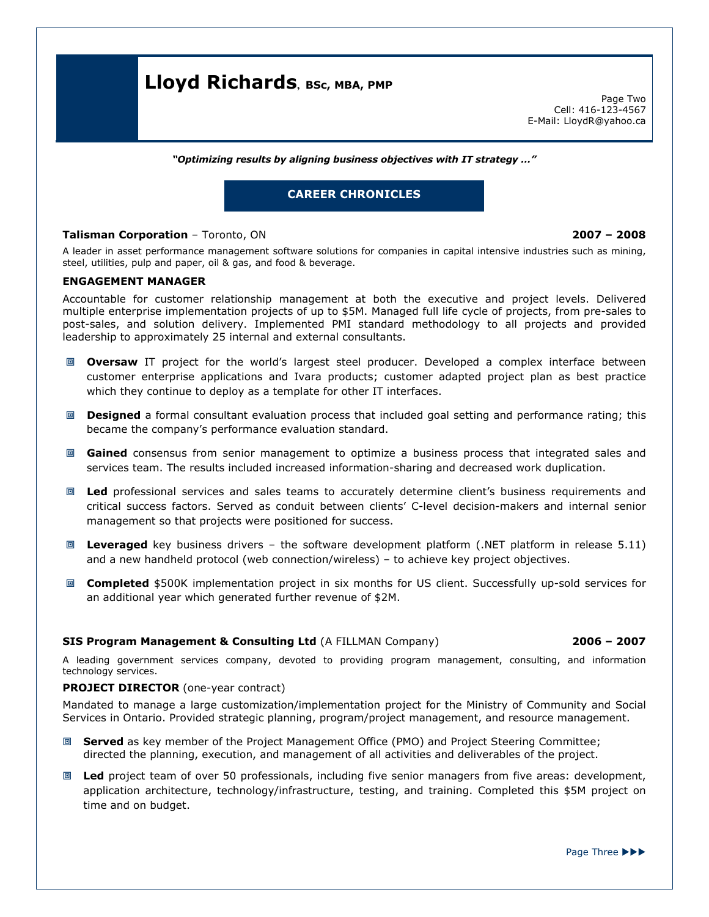"Optimizing results by aligning business objectives with IT strategy …"

## CAREER CHRONICLES

**Talisman Corporation** – Toronto, ON **2007 – 2008**

A leader in asset performance management software solutions for companies in capital intensive industries such as mining, steel, utilities, pulp and paper, oil & gas, and food & beverage.

### ENGAGEMENT MANAGER

Accountable for customer relationship management at both the executive and project levels. Delivered multiple enterprise implementation projects of up to $5M. Managed full life cycle of projects, from pre-sales to post-sales, and solution delivery. Implemented PMI standard methodology to all projects and provided leadership to approximately 25 internal and external consultants.

- **Oversaw** IT project for the world's largest steel producer. Developed a complex interface between customer enterprise applications and Ivara products; customer adapted project plan as best practice which they continue to deploy as a template for other IT interfaces.
- **Designed** a formal consultant evaluation process that included goal setting and performance rating; this became the company's performance evaluation standard.
- **Gained** consensus from senior management to optimize a business process that integrated sales and services team. The results included increased information-sharing and decreased work duplication.
- **Led** professional services and sales teams to accurately determine client's business requirements and critical success factors. Served as conduit between clients' C-level decision-makers and internal senior management so that projects were positioned for success.
- **Leveraged** key business drivers – the software development platform (.NET platform in release 5.11) and a new handheld protocol (web connection/wireless) – to achieve key project objectives.
- **Completed** $500K implementation project in six months for US client. Successfully up-sold services for an additional year which generated further revenue of $2M.

**SIS Program Management & Consulting Ltd** (A FILLMAN Company) **2006 – 2007**

A leading government services company, devoted to providing program management, consulting, and information technology services.

### PROJECT DIRECTOR (one-year contract)

Mandated to manage a large customization/implementation project for the Ministry of Community and Social Services in Ontario. Provided strategic planning, program/project management, and resource management.

- **Served** as key member of the Project Management Office (PMO) and Project Steering Committee; directed the planning, execution, and management of all activities and deliverables of the project.
- **Led** project team of over 50 professionals, including five senior managers from five areas: development, application architecture, technology/infrastructure, testing, and training. Completed this $5M project on time and on budget.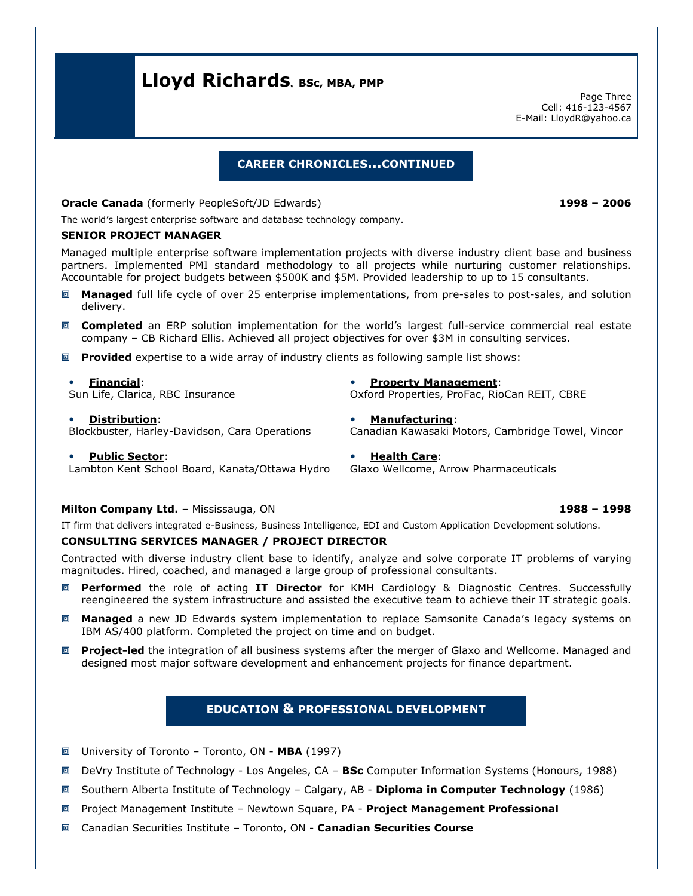# Lloyd Richards, BSc, MBA, PMP

Cell: 416-123-4567
E-Mail: LloydR@yahoo.ca

## CAREER CHRONICLES...CONTINUED

**Oracle Canada** (formerly PeopleSoft/JD Edwards) **1998 – 2006**

The world's largest enterprise software and database technology company.

**SENIOR PROJECT MANAGER**

Managed multiple enterprise software implementation projects with diverse industry client base and business partners. Implemented PMI standard methodology to all projects while nurturing customer relationships. Accountable for project budgets between $500K and $5M. Provided leadership to up to 15 consultants.

- **Managed** full life cycle of over 25 enterprise implementations, from pre-sales to post-sales, and solution delivery.
- **Completed** an ERP solution implementation for the world's largest full-service commercial real estate company – CB Richard Ellis. Achieved all project objectives for over $3M in consulting services.
- **Provided** expertise to a wide array of industry clients as following sample list shows:

- **Financial**: Sun Life, Clarica, RBC Insurance
- **Property Management**: Oxford Properties, ProFac, RioCan REIT, CBRE
- **Distribution**: Blockbuster, Harley-Davidson, Cara Operations
- **Manufacturing**: Canadian Kawasaki Motors, Cambridge Towel, Vincor
- **Public Sector**: Lambton Kent School Board, Kanata/Ottawa Hydro
- **Health Care**: Glaxo Wellcome, Arrow Pharmaceuticals

**Milton Company Ltd.** – Mississauga, ON **1988 – 1998**

IT firm that delivers integrated e-Business, Business Intelligence, EDI and Custom Application Development solutions.

**CONSULTING SERVICES MANAGER / PROJECT DIRECTOR**

Contracted with diverse industry client base to identify, analyze and solve corporate IT problems of varying magnitudes. Hired, coached, and managed a large group of professional consultants.

- **Performed** the role of acting **IT Director** for KMH Cardiology & Diagnostic Centres. Successfully reengineered the system infrastructure and assisted the executive team to achieve their IT strategic goals.
- **Managed** a new JD Edwards system implementation to replace Samsonite Canada's legacy systems on IBM AS/400 platform. Completed the project on time and on budget.
- **Project-led** the integration of all business systems after the merger of Glaxo and Wellcome. Managed and designed most major software development and enhancement projects for finance department.

## EDUCATION & PROFESSIONAL DEVELOPMENT

- University of Toronto – Toronto, ON - **MBA** (1997)
- DeVry Institute of Technology - Los Angeles, CA – **BSc** Computer Information Systems (Honours, 1988)
- Southern Alberta Institute of Technology – Calgary, AB - **Diploma in Computer Technology** (1986)
- Project Management Institute – Newtown Square, PA - **Project Management Professional**
- Canadian Securities Institute – Toronto, ON - **Canadian Securities Course**